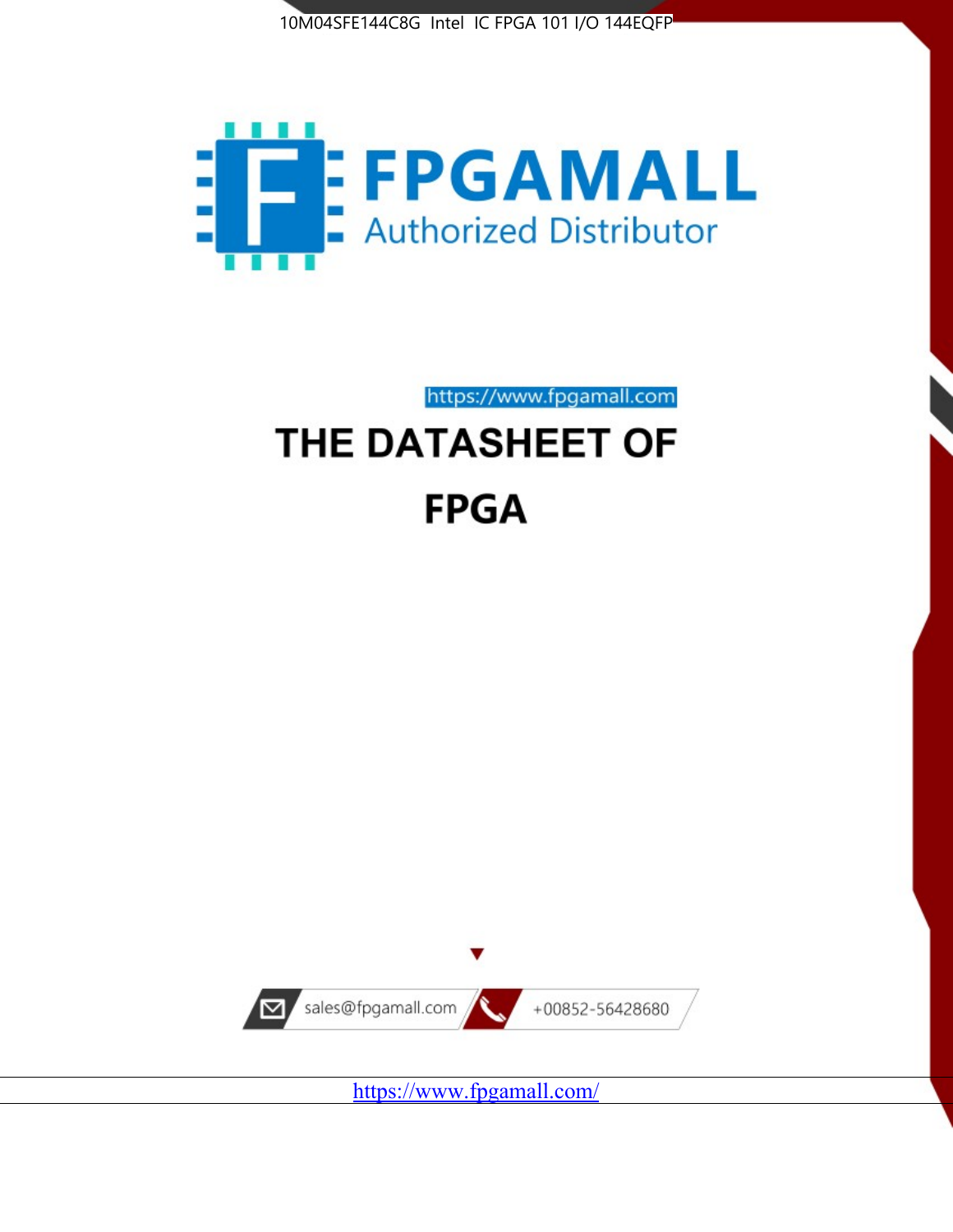10M04SFE144C8G Intel IC FPGA 101 I/O 144EQFP

FPGAMALL

Authorized Distributor

https://www.fpgamall.com

# THE DATASHEET OF

# FPGA

sales@fpgamall.com

+00852-56428680

https://www.fpgamall.com/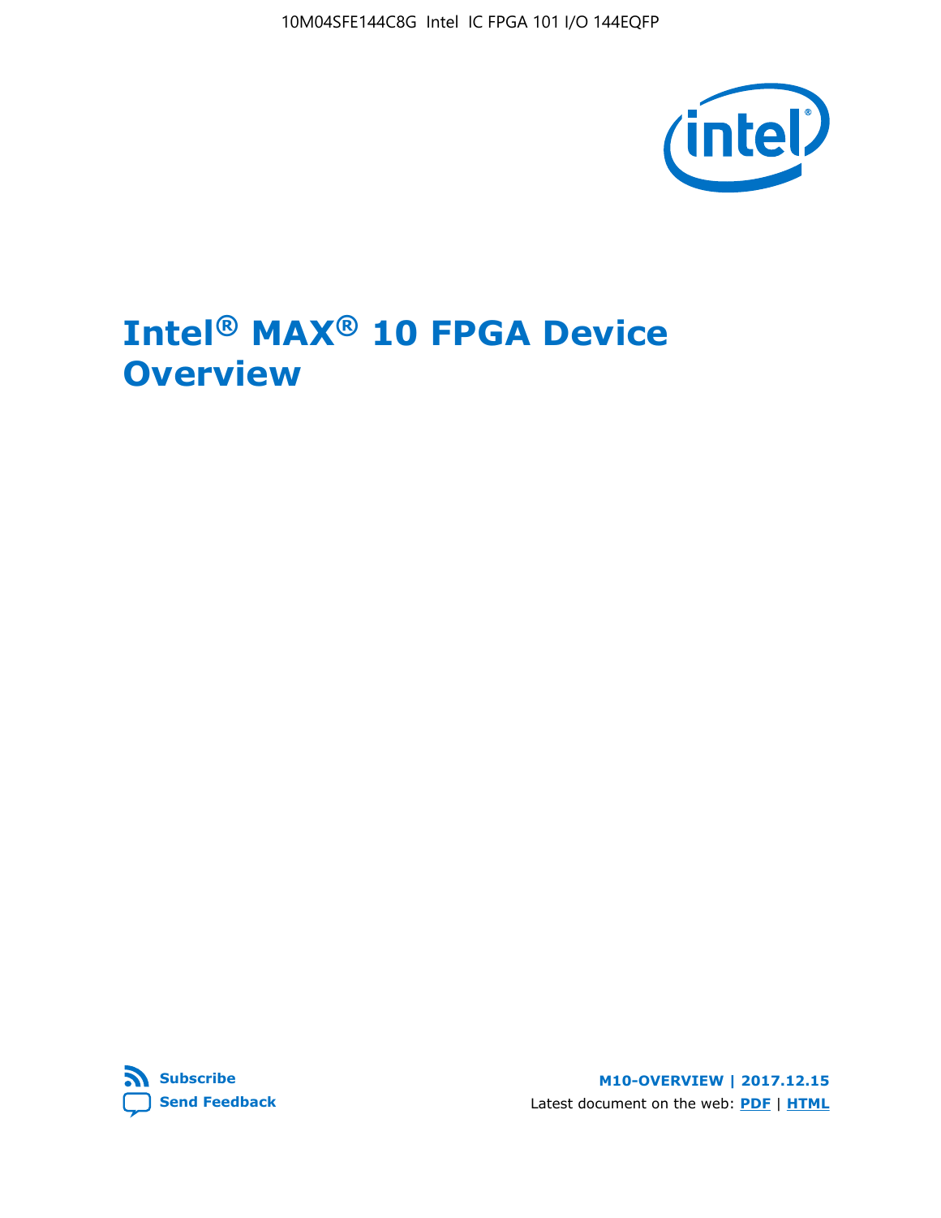10M04SFE144C8G Intel IC FPGA 101 I/O 144EQFP

# Intel® MAX® 10 FPGA Device Overview

Subscribe

Send Feedback

**M10-OVERVIEW | 2017.12.15**

Latest document on the web: **PDF** | **HTML**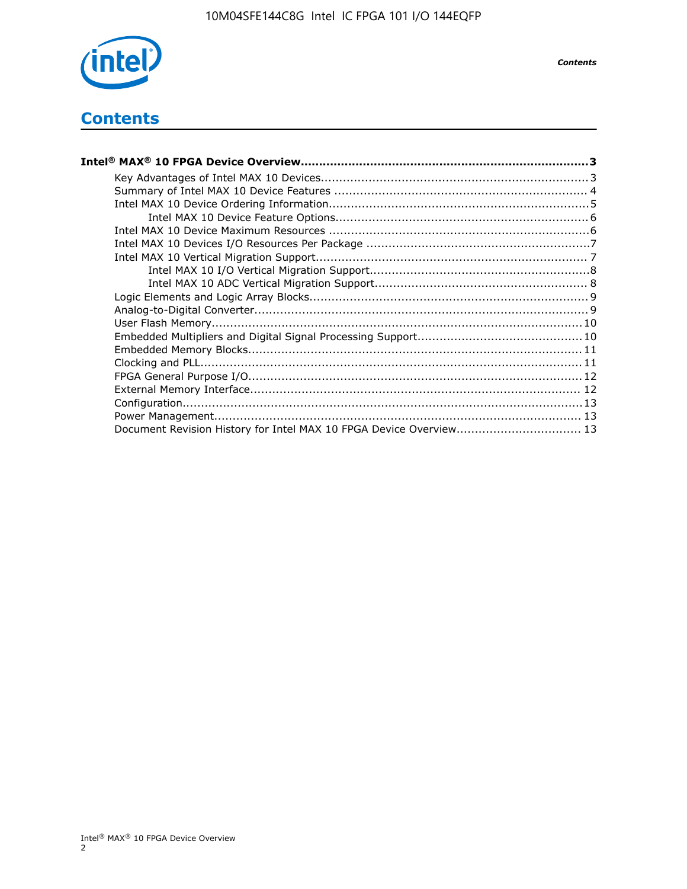# Contents

**Intel® MAX® 10 FPGA Device Overview.............................................................................3**

- Key Advantages of Intel MAX 10 Devices........................................................................3
- Summary of Intel MAX 10 Device Features ..................................................................... 4
- Intel MAX 10 Device Ordering Information.......................................................................5
    - Intel MAX 10 Device Feature Options....................................................................6
- Intel MAX 10 Device Maximum Resources ......................................................................6
- Intel MAX 10 Devices I/O Resources Per Package .............................................................7
- Intel MAX 10 Vertical Migration Support......................................................................... 7
    - Intel MAX 10 I/O Vertical Migration Support...........................................................8
    - Intel MAX 10 ADC Vertical Migration Support......................................................... 8
- Logic Elements and Logic Array Blocks...........................................................................9
- Analog-to-Digital Converter..........................................................................................9
- User Flash Memory....................................................................................................10
- Embedded Multipliers and Digital Signal Processing Support............................................10
- Embedded Memory Blocks..........................................................................................11
- Clocking and PLL.......................................................................................................11
- FPGA General Purpose I/O..........................................................................................12
- External Memory Interface......................................................................................... 12
- Configuration............................................................................................................13
- Power Management................................................................................................... 13
- Document Revision History for Intel MAX 10 FPGA Device Overview.................................. 13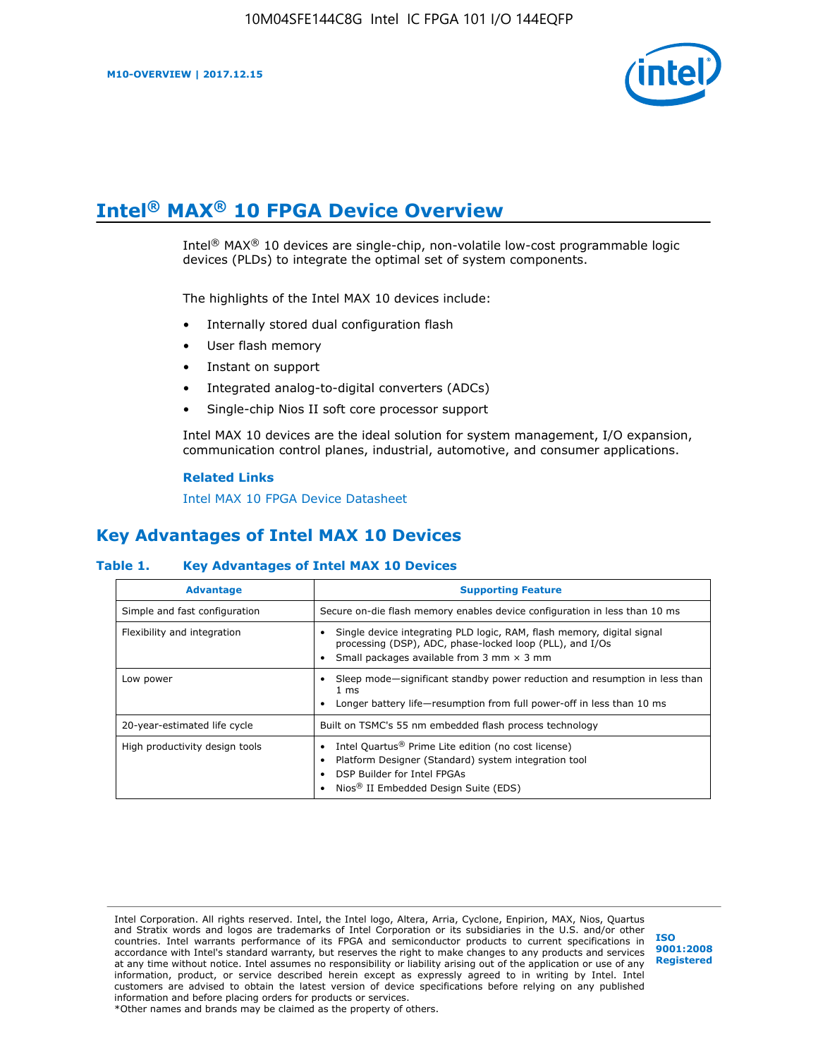# Intel® MAX® 10 FPGA Device Overview

Intel® MAX® 10 devices are single-chip, non-volatile low-cost programmable logic devices (PLDs) to integrate the optimal set of system components.

The highlights of the Intel MAX 10 devices include:

- Internally stored dual configuration flash
- User flash memory
- Instant on support
- Integrated analog-to-digital converters (ADCs)
- Single-chip Nios II soft core processor support

Intel MAX 10 devices are the ideal solution for system management, I/O expansion, communication control planes, industrial, automotive, and consumer applications.

**Related Links**

Intel MAX 10 FPGA Device Datasheet

## Key Advantages of Intel MAX 10 Devices

**Table 1. Key Advantages of Intel MAX 10 Devices**

| Advantage | Supporting Feature |
| --- | --- |
| Simple and fast configuration | Secure on-die flash memory enables device configuration in less than 10 ms |
| Flexibility and integration | • Single device integrating PLD logic, RAM, flash memory, digital signal processing (DSP), ADC, phase-locked loop (PLL), and I/Os<br>• Small packages available from 3 mm × 3 mm |
| Low power | • Sleep mode—significant standby power reduction and resumption in less than 1 ms<br>• Longer battery life—resumption from full power-off in less than 10 ms |
| 20-year-estimated life cycle | Built on TSMC's 55 nm embedded flash process technology |
| High productivity design tools | • Intel Quartus® Prime Lite edition (no cost license)<br>• Platform Designer (Standard) system integration tool<br>• DSP Builder for Intel FPGAs<br>• Nios® II Embedded Design Suite (EDS) |

Intel Corporation. All rights reserved. Intel, the Intel logo, Altera, Arria, Cyclone, Enpirion, MAX, Nios, Quartus and Stratix words and logos are trademarks of Intel Corporation or its subsidiaries in the U.S. and/or other countries. Intel warrants performance of its FPGA and semiconductor products to current specifications in accordance with Intel's standard warranty, but reserves the right to make changes to any products and services at any time without notice. Intel assumes no responsibility or liability arising out of the application or use of any information, product, or service described herein except as expressly agreed to in writing by Intel. Intel customers are advised to obtain the latest version of device specifications before relying on any published information and before placing orders for products or services.
*Other names and brands may be claimed as the property of others.

ISO 9001:2008 Registered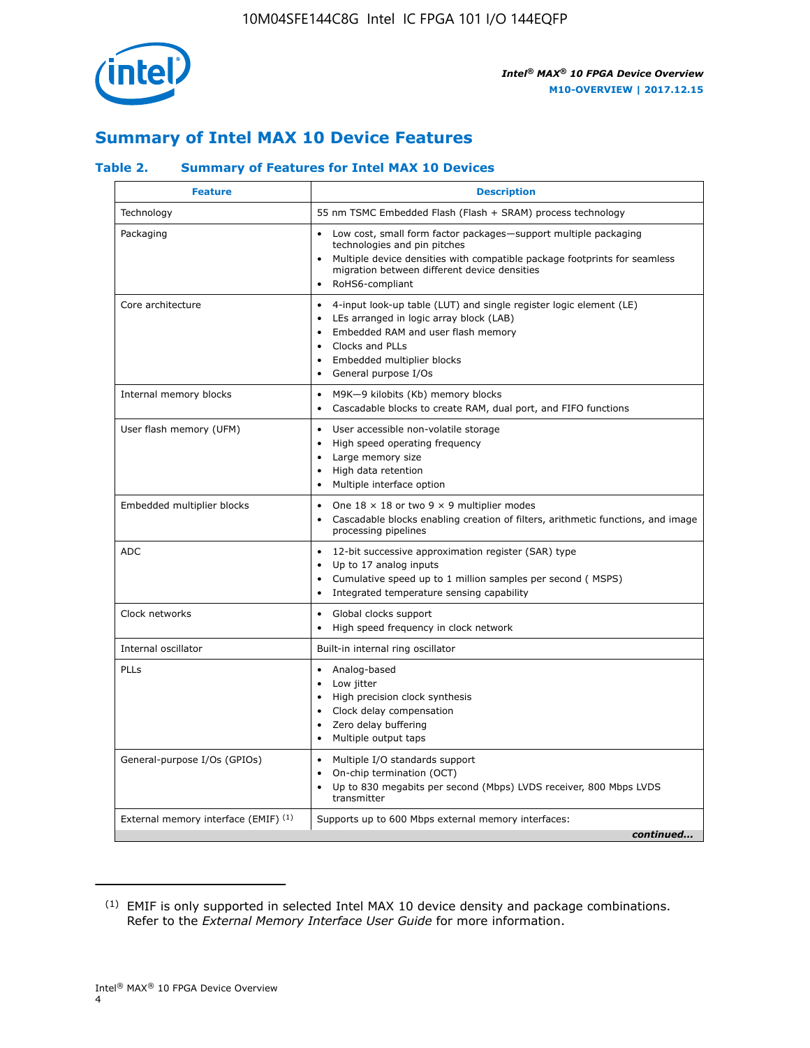# Summary of Intel MAX 10 Device Features

### Table 2. Summary of Features for Intel MAX 10 Devices

| Feature | Description |
|---|---|
| Technology | 55 nm TSMC Embedded Flash (Flash + SRAM) process technology |
| Packaging | • Low cost, small form factor packages—support multiple packaging technologies and pin pitches<br>• Multiple device densities with compatible package footprints for seamless migration between different device densities<br>• RoHS6-compliant |
| Core architecture | • 4-input look-up table (LUT) and single register logic element (LE)<br>• LEs arranged in logic array block (LAB)<br>• Embedded RAM and user flash memory<br>• Clocks and PLLs<br>• Embedded multiplier blocks<br>• General purpose I/Os |
| Internal memory blocks | • M9K—9 kilobits (Kb) memory blocks<br>• Cascadable blocks to create RAM, dual port, and FIFO functions |
| User flash memory (UFM) | • User accessible non-volatile storage<br>• High speed operating frequency<br>• Large memory size<br>• High data retention<br>• Multiple interface option |
| Embedded multiplier blocks | • One 18 × 18 or two 9 × 9 multiplier modes<br>• Cascadable blocks enabling creation of filters, arithmetic functions, and image processing pipelines |
| ADC | • 12-bit successive approximation register (SAR) type<br>• Up to 17 analog inputs<br>• Cumulative speed up to 1 million samples per second ( MSPS)<br>• Integrated temperature sensing capability |
| Clock networks | • Global clocks support<br>• High speed frequency in clock network |
| Internal oscillator | Built-in internal ring oscillator |
| PLLs | • Analog-based<br>• Low jitter<br>• High precision clock synthesis<br>• Clock delay compensation<br>• Zero delay buffering<br>• Multiple output taps |
| General-purpose I/Os (GPIOs) | • Multiple I/O standards support<br>• On-chip termination (OCT)<br>• Up to 830 megabits per second (Mbps) LVDS receiver, 800 Mbps LVDS transmitter |
| External memory interface (EMIF) [(1)] | Supports up to 600 Mbps external memory interfaces: |

*continued...*

(1) EMIF is only supported in selected Intel MAX 10 device density and package combinations. Refer to the *External Memory Interface User Guide* for more information.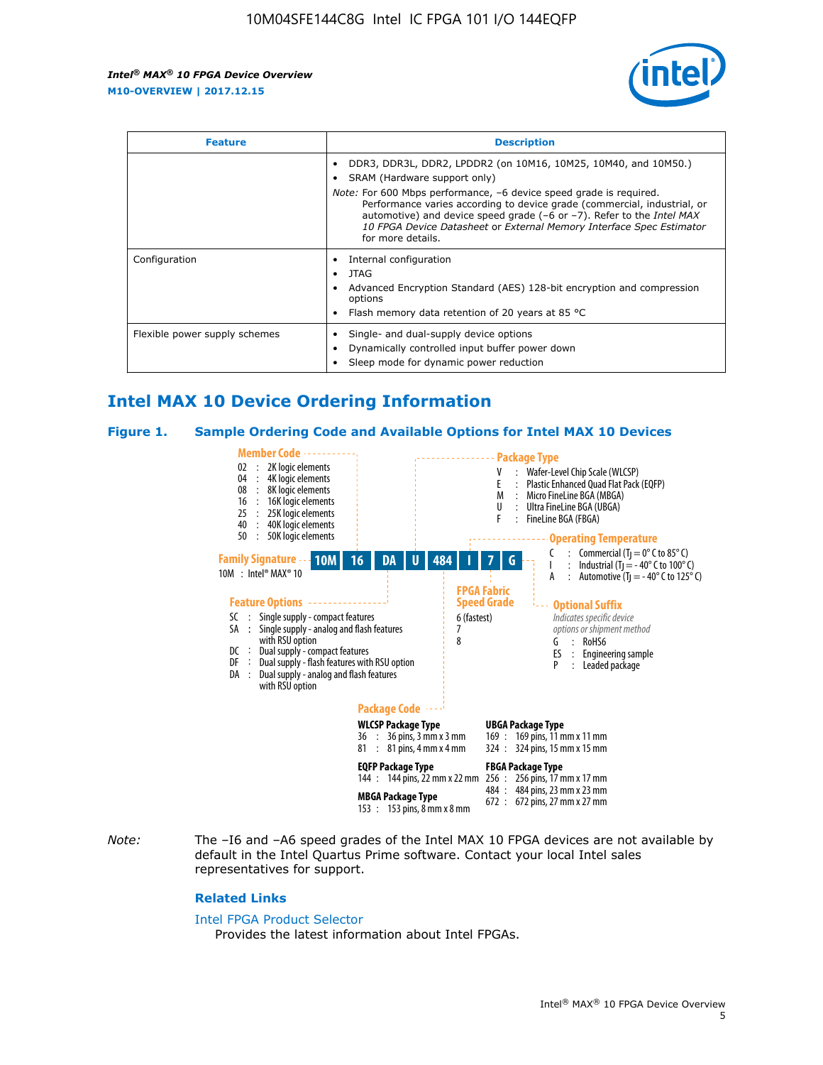| Feature | Description |
| --- | --- |
| | • DDR3, DDR3L, DDR2, LPDDR2 (on 10M16, 10M25, 10M40, and 10M50.)<br>• SRAM (Hardware support only)<br>*Note:* For 600 Mbps performance, –6 device speed grade is required. Performance varies according to device grade (commercial, industrial, or automotive) and device speed grade (–6 or –7). Refer to the *Intel MAX 10 FPGA Device Datasheet* or *External Memory Interface Spec Estimator* for more details. |
| Configuration | • Internal configuration<br>• JTAG<br>• Advanced Encryption Standard (AES) 128-bit encryption and compression options<br>• Flash memory data retention of 20 years at 85 °C |
| Flexible power supply schemes | • Single- and dual-supply device options<br>• Dynamically controlled input buffer power down<br>• Sleep mode for dynamic power reduction |

## Intel MAX 10 Device Ordering Information

### Figure 1. Sample Ordering Code and Available Options for Intel MAX 10 Devices

Sample ordering code: 10M 16 DA U 484 I 7 G

**Family Signature**
10M : Intel® MAX® 10

**Member Code**
- 02 : 2K logic elements
- 04 : 4K logic elements
- 08 : 8K logic elements
- 16 : 16K logic elements
- 25 : 25K logic elements
- 40 : 40K logic elements
- 50 : 50K logic elements

**Feature Options**
- SC : Single supply - compact features
- SA : Single supply - analog and flash features with RSU option
- DC : Dual supply - compact features
- DF : Dual supply - flash features with RSU option
- DA : Dual supply - analog and flash features with RSU option

**Package Type**
- V : Wafer-Level Chip Scale (WLCSP)
- E : Plastic Enhanced Quad Flat Pack (EQFP)
- M : Micro FineLine BGA (MBGA)
- U : Ultra FineLine BGA (UBGA)
- F : FineLine BGA (FBGA)

**Package Code**

WLCSP Package Type
- 36 : 36 pins, 3 mm x 3 mm
- 81 : 81 pins, 4 mm x 4 mm

EQFP Package Type
- 144 : 144 pins, 22 mm x 22 mm

MBGA Package Type
- 153 : 153 pins, 8 mm x 8 mm

UBGA Package Type
- 169 : 169 pins, 11 mm x 11 mm
- 324 : 324 pins, 15 mm x 15 mm

FBGA Package Type
- 256 : 256 pins, 17 mm x 17 mm
- 484 : 484 pins, 23 mm x 23 mm
- 672 : 672 pins, 27 mm x 27 mm

**Operating Temperature**
- C : Commercial ($T_J$ = 0° C to 85° C)
- I : Industrial ($T_J$ = - 40° C to 100° C)
- A : Automotive ($T_J$ = - 40° C to 125° C)

**FPGA Fabric Speed Grade**
- 6 (fastest)
- 7
- 8

**Optional Suffix**
*Indicates specific device options or shipment method*
- G : RoHS6
- ES : Engineering sample
- P : Leaded package

*Note:* The –I6 and –A6 speed grades of the Intel MAX 10 FPGA devices are not available by default in the Intel Quartus Prime software. Contact your local Intel sales representatives for support.

#### Related Links

Intel FPGA Product Selector
Provides the latest information about Intel FPGAs.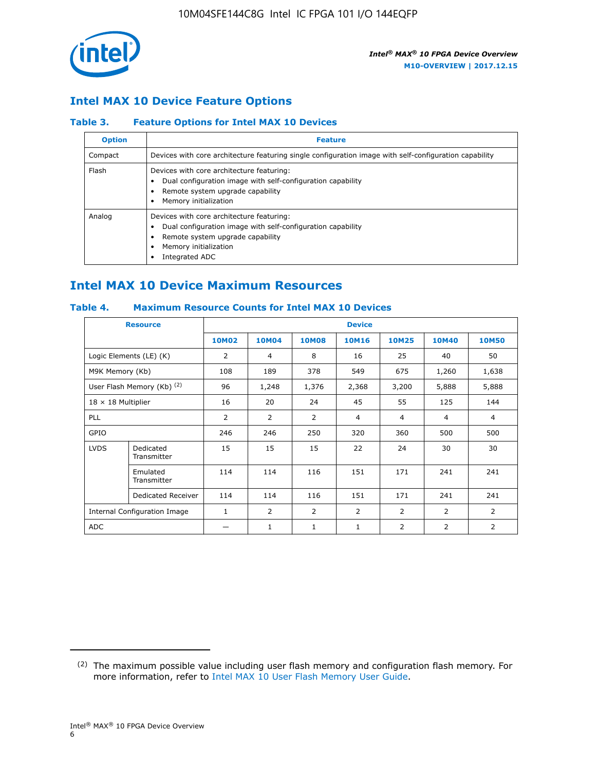## Intel MAX 10 Device Feature Options

### Table 3. Feature Options for Intel MAX 10 Devices

| Option | Feature |
|---|---|
| Compact | Devices with core architecture featuring single configuration image with self-configuration capability |
| Flash | Devices with core architecture featuring:<br>• Dual configuration image with self-configuration capability<br>• Remote system upgrade capability<br>• Memory initialization |
| Analog | Devices with core architecture featuring:<br>• Dual configuration image with self-configuration capability<br>• Remote system upgrade capability<br>• Memory initialization<br>• Integrated ADC |

## Intel MAX 10 Device Maximum Resources

### Table 4. Maximum Resource Counts for Intel MAX 10 Devices

| Resource | | Device | | | | | | |
|---|---|---|---|---|---|---|---|---|
| | | 10M02 | 10M04 | 10M08 | 10M16 | 10M25 | 10M40 | 10M50 |
| Logic Elements (LE) (K) | | 2 | 4 | 8 | 16 | 25 | 40 | 50 |
| M9K Memory (Kb) | | 108 | 189 | 378 | 549 | 675 | 1,260 | 1,638 |
| User Flash Memory (Kb) (2) | | 96 | 1,248 | 1,376 | 2,368 | 3,200 | 5,888 | 5,888 |
| 18 × 18 Multiplier | | 16 | 20 | 24 | 45 | 55 | 125 | 144 |
| PLL | | 2 | 2 | 2 | 4 | 4 | 4 | 4 |
| GPIO | | 246 | 246 | 250 | 320 | 360 | 500 | 500 |
| LVDS | Dedicated Transmitter | 15 | 15 | 15 | 22 | 24 | 30 | 30 |
| | Emulated Transmitter | 114 | 114 | 116 | 151 | 171 | 241 | 241 |
| | Dedicated Receiver | 114 | 114 | 116 | 151 | 171 | 241 | 241 |
| Internal Configuration Image | | 1 | 2 | 2 | 2 | 2 | 2 | 2 |
| ADC | | — | 1 | 1 | 1 | 2 | 2 | 2 |

(2) The maximum possible value including user flash memory and configuration flash memory. For more information, refer to Intel MAX 10 User Flash Memory User Guide.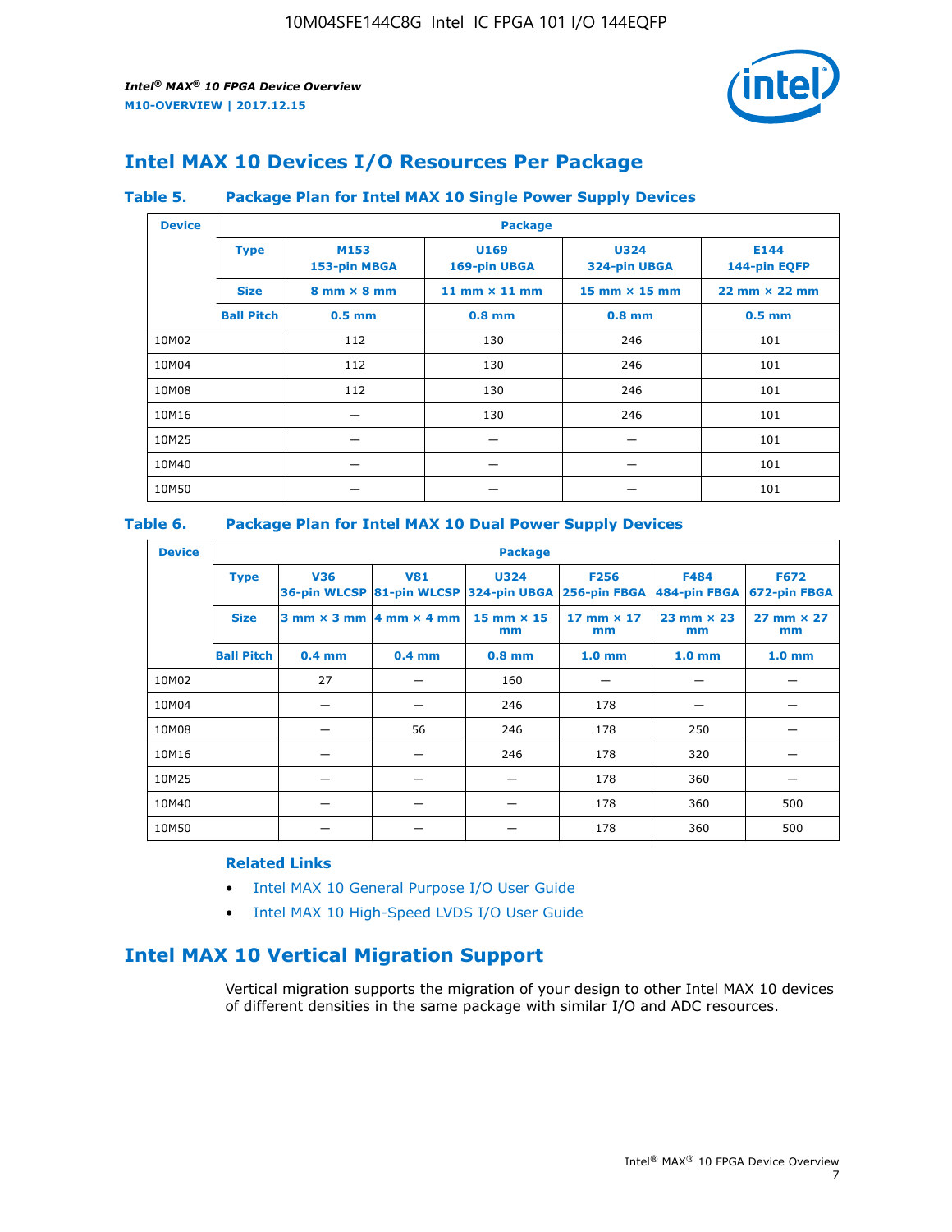## Intel MAX 10 Devices I/O Resources Per Package

### Table 5. Package Plan for Intel MAX 10 Single Power Supply Devices

| Device | Package | | | | |
|---|---|---|---|---|---|
| | **Type** | **M153** 153-pin MBGA | **U169** 169-pin UBGA | **U324** 324-pin UBGA | **E144** 144-pin EQFP |
| | **Size** | 8 mm × 8 mm | 11 mm × 11 mm | 15 mm × 15 mm | 22 mm × 22 mm |
| | **Ball Pitch** | 0.5 mm | 0.8 mm | 0.8 mm | 0.5 mm |
| 10M02 | | 112 | 130 | 246 | 101 |
| 10M04 | | 112 | 130 | 246 | 101 |
| 10M08 | | 112 | 130 | 246 | 101 |
| 10M16 | | — | 130 | 246 | 101 |
| 10M25 | | — | — | — | 101 |
| 10M40 | | — | — | — | 101 |
| 10M50 | | — | — | — | 101 |

### Table 6. Package Plan for Intel MAX 10 Dual Power Supply Devices

| Device | Package | | | | | | |
|---|---|---|---|---|---|---|---|
| | **Type** | **V36** 36-pin WLCSP | **V81** 81-pin WLCSP | **U324** 324-pin UBGA | **F256** 256-pin FBGA | **F484** 484-pin FBGA | **F672** 672-pin FBGA |
| | **Size** | 3 mm × 3 mm | 4 mm × 4 mm | 15 mm × 15 mm | 17 mm × 17 mm | 23 mm × 23 mm | 27 mm × 27 mm |
| | **Ball Pitch** | 0.4 mm | 0.4 mm | 0.8 mm | 1.0 mm | 1.0 mm | 1.0 mm |
| 10M02 | | 27 | — | 160 | — | — | — |
| 10M04 | | — | — | 246 | 178 | — | — |
| 10M08 | | — | 56 | 246 | 178 | 250 | — |
| 10M16 | | — | — | 246 | 178 | 320 | — |
| 10M25 | | — | — | — | 178 | 360 | — |
| 10M40 | | — | — | — | 178 | 360 | 500 |
| 10M50 | | — | — | — | 178 | 360 | 500 |

**Related Links**

- Intel MAX 10 General Purpose I/O User Guide
- Intel MAX 10 High-Speed LVDS I/O User Guide

## Intel MAX 10 Vertical Migration Support

Vertical migration supports the migration of your design to other Intel MAX 10 devices of different densities in the same package with similar I/O and ADC resources.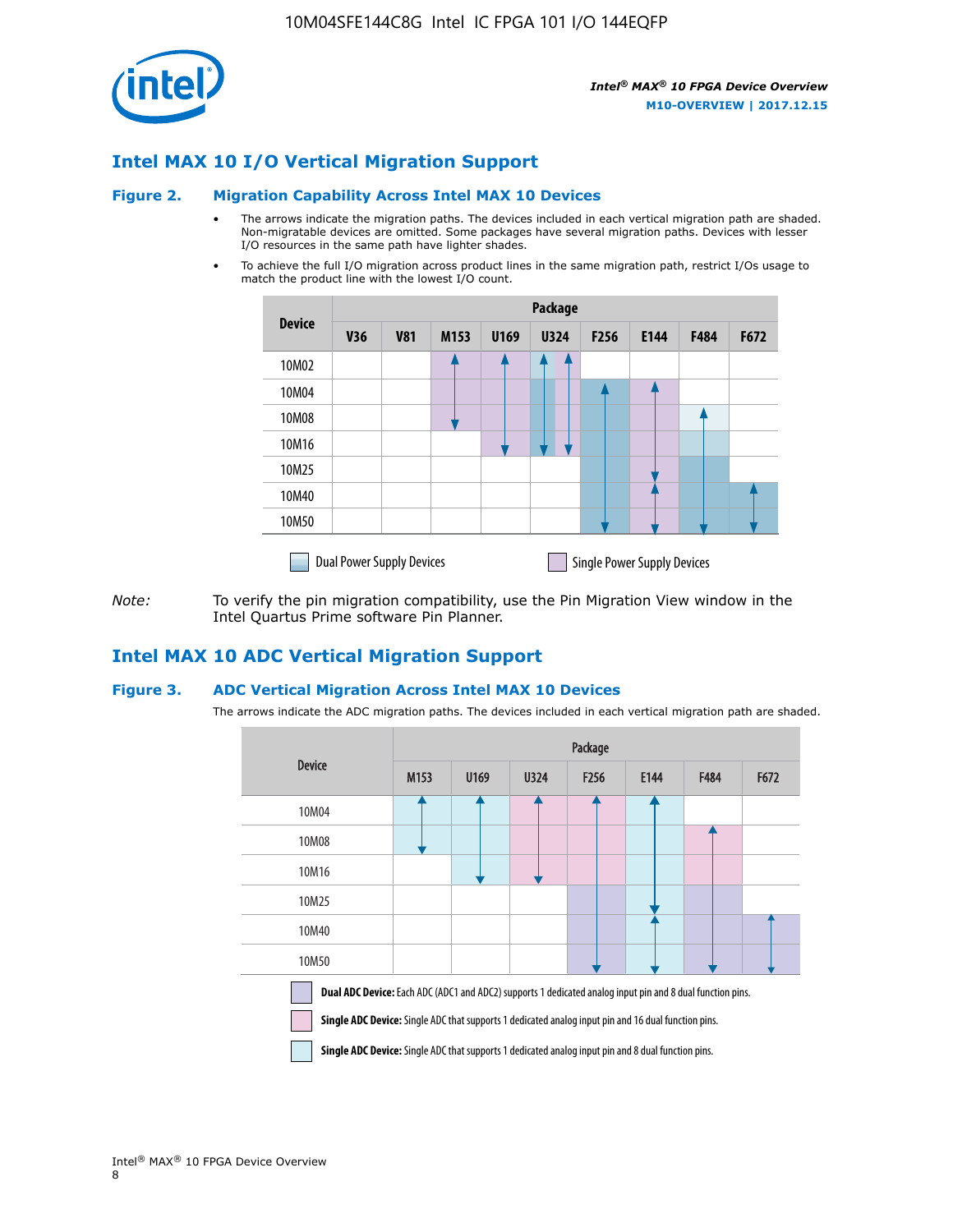## Intel MAX 10 I/O Vertical Migration Support

### Figure 2. Migration Capability Across Intel MAX 10 Devices

- The arrows indicate the migration paths. The devices included in each vertical migration path are shaded. Non-migratable devices are omitted. Some packages have several migration paths. Devices with lesser I/O resources in the same path have lighter shades.
- To achieve the full I/O migration across product lines in the same migration path, restrict I/Os usage to match the product line with the lowest I/O count.

| Device | Package | | | | | | | | |
|---|---|---|---|---|---|---|---|---|---|
| | V36 | V81 | M153 | U169 | U324 | F256 | E144 | F484 | F672 |
| 10M02 | | | | | | | | | |
| 10M04 | | | | | | | | | |
| 10M08 | | | | | | | | | |
| 10M16 | | | | | | | | | |
| 10M25 | | | | | | | | | |
| 10M40 | | | | | | | | | |
| 10M50 | | | | | | | | | |

Dual Power Supply Devices    Single Power Supply Devices

*Note:* To verify the pin migration compatibility, use the Pin Migration View window in the Intel Quartus Prime software Pin Planner.

## Intel MAX 10 ADC Vertical Migration Support

### Figure 3. ADC Vertical Migration Across Intel MAX 10 Devices

The arrows indicate the ADC migration paths. The devices included in each vertical migration path are shaded.

| Device | Package | | | | | | |
|---|---|---|---|---|---|---|---|
| | M153 | U169 | U324 | F256 | E144 | F484 | F672 |
| 10M04 | | | | | | | |
| 10M08 | | | | | | | |
| 10M16 | | | | | | | |
| 10M25 | | | | | | | |
| 10M40 | | | | | | | |
| 10M50 | | | | | | | |

**Dual ADC Device:** Each ADC (ADC1 and ADC2) supports 1 dedicated analog input pin and 8 dual function pins.

**Single ADC Device:** Single ADC that supports 1 dedicated analog input pin and 16 dual function pins.

**Single ADC Device:** Single ADC that supports 1 dedicated analog input pin and 8 dual function pins.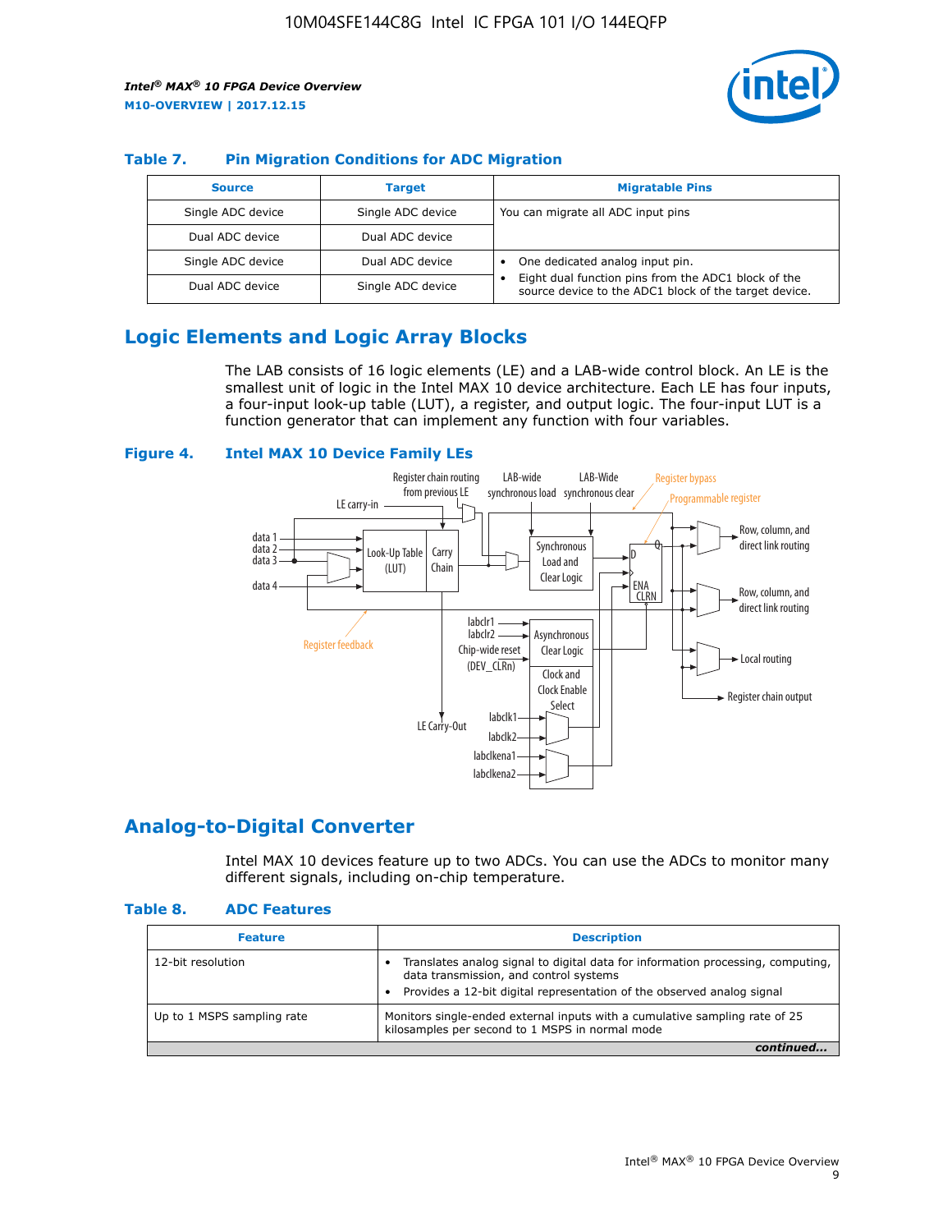## Table 7. Pin Migration Conditions for ADC Migration

| Source | Target | Migratable Pins |
| --- | --- | --- |
| Single ADC device | Single ADC device | You can migrate all ADC input pins |
| Dual ADC device | Dual ADC device | |
| Single ADC device | Dual ADC device | • One dedicated analog input pin. • Eight dual function pins from the ADC1 block of the source device to the ADC1 block of the target device. |
| Dual ADC device | Single ADC device | |

## Logic Elements and Logic Array Blocks

The LAB consists of 16 logic elements (LE) and a LAB-wide control block. An LE is the smallest unit of logic in the Intel MAX 10 device architecture. Each LE has four inputs, a four-input look-up table (LUT), a register, and output logic. The four-input LUT is a function generator that can implement any function with four variables.

**Figure 4. Intel MAX 10 Device Family LEs**

## Analog-to-Digital Converter

Intel MAX 10 devices feature up to two ADCs. You can use the ADCs to monitor many different signals, including on-chip temperature.

## Table 8. ADC Features

| Feature | Description |
| --- | --- |
| 12-bit resolution | • Translates analog signal to digital data for information processing, computing, data transmission, and control systems • Provides a 12-bit digital representation of the observed analog signal |
| Up to 1 MSPS sampling rate | Monitors single-ended external inputs with a cumulative sampling rate of 25 kilosamples per second to 1 MSPS in normal mode |

*continued...*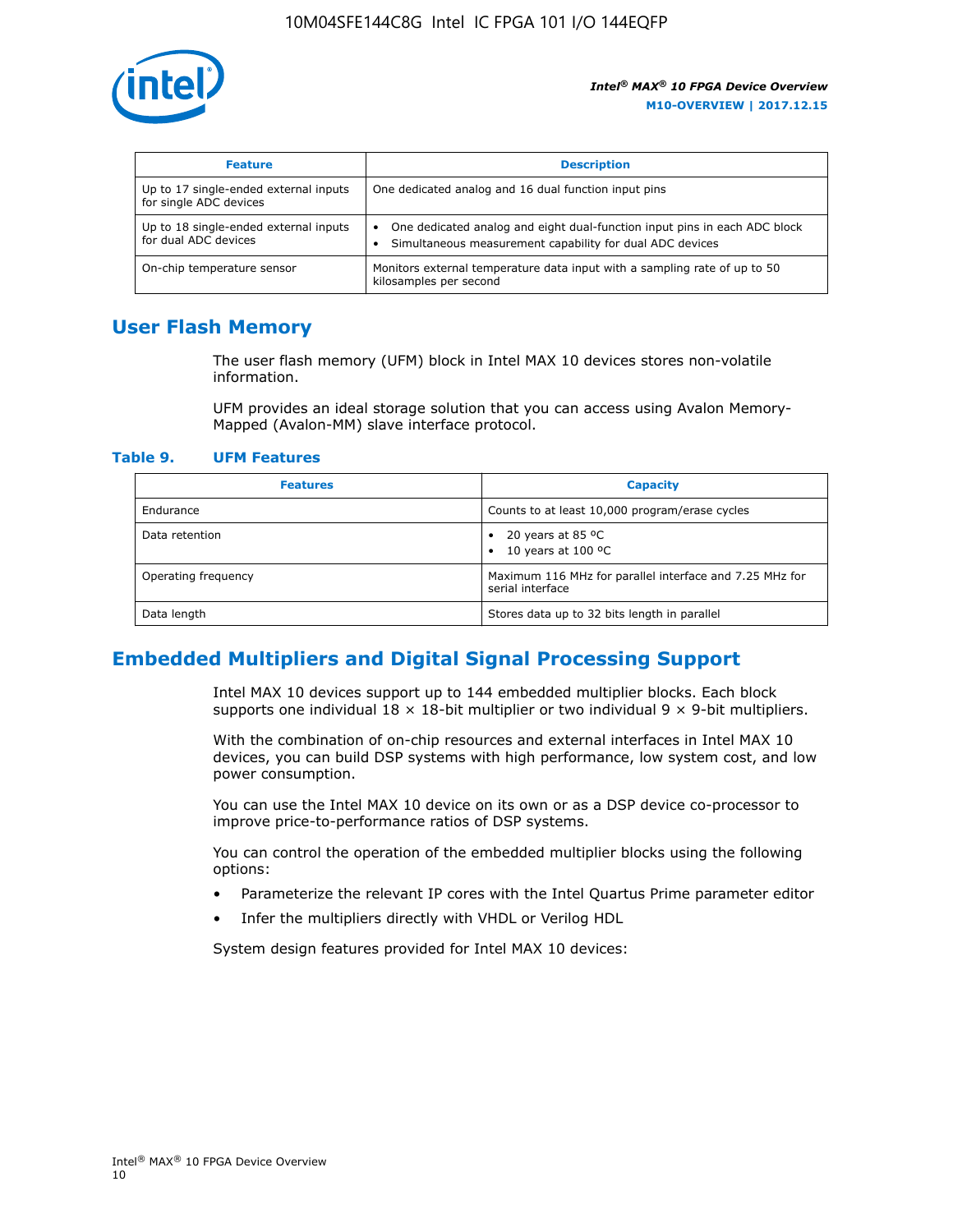| Feature | Description |
| --- | --- |
| Up to 17 single-ended external inputs for single ADC devices | One dedicated analog and 16 dual function input pins |
| Up to 18 single-ended external inputs for dual ADC devices | • One dedicated analog and eight dual-function input pins in each ADC block<br>• Simultaneous measurement capability for dual ADC devices |
| On-chip temperature sensor | Monitors external temperature data input with a sampling rate of up to 50 kilosamples per second |

## User Flash Memory

The user flash memory (UFM) block in Intel MAX 10 devices stores non-volatile information.

UFM provides an ideal storage solution that you can access using Avalon Memory-Mapped (Avalon-MM) slave interface protocol.

### Table 9. UFM Features

| Features | Capacity |
| --- | --- |
| Endurance | Counts to at least 10,000 program/erase cycles |
| Data retention | • 20 years at 85 ºC<br>• 10 years at 100 ºC |
| Operating frequency | Maximum 116 MHz for parallel interface and 7.25 MHz for serial interface |
| Data length | Stores data up to 32 bits length in parallel |

## Embedded Multipliers and Digital Signal Processing Support

Intel MAX 10 devices support up to 144 embedded multiplier blocks. Each block supports one individual 18 × 18-bit multiplier or two individual 9 × 9-bit multipliers.

With the combination of on-chip resources and external interfaces in Intel MAX 10 devices, you can build DSP systems with high performance, low system cost, and low power consumption.

You can use the Intel MAX 10 device on its own or as a DSP device co-processor to improve price-to-performance ratios of DSP systems.

You can control the operation of the embedded multiplier blocks using the following options:

- Parameterize the relevant IP cores with the Intel Quartus Prime parameter editor
- Infer the multipliers directly with VHDL or Verilog HDL

System design features provided for Intel MAX 10 devices: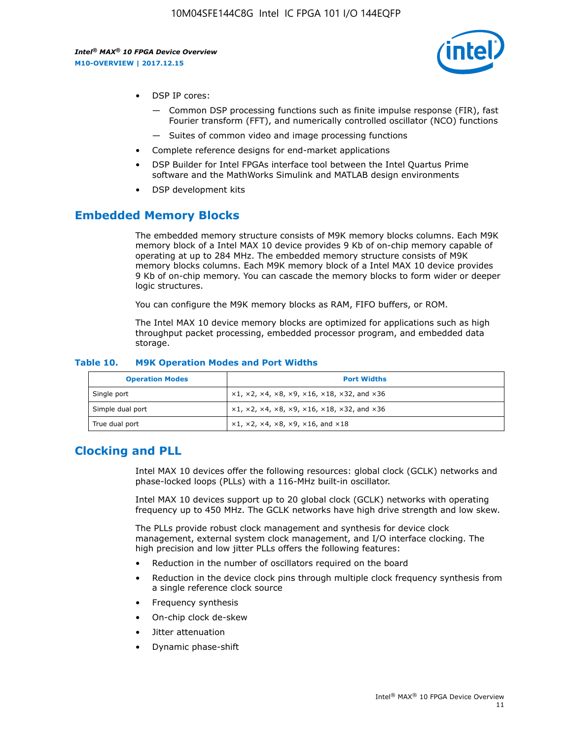- DSP IP cores:
  - Common DSP processing functions such as finite impulse response (FIR), fast Fourier transform (FFT), and numerically controlled oscillator (NCO) functions
  - Suites of common video and image processing functions
- Complete reference designs for end-market applications
- DSP Builder for Intel FPGAs interface tool between the Intel Quartus Prime software and the MathWorks Simulink and MATLAB design environments
- DSP development kits

## Embedded Memory Blocks

The embedded memory structure consists of M9K memory blocks columns. Each M9K memory block of a Intel MAX 10 device provides 9 Kb of on-chip memory capable of operating at up to 284 MHz. The embedded memory structure consists of M9K memory blocks columns. Each M9K memory block of a Intel MAX 10 device provides 9 Kb of on-chip memory. You can cascade the memory blocks to form wider or deeper logic structures.

You can configure the M9K memory blocks as RAM, FIFO buffers, or ROM.

The Intel MAX 10 device memory blocks are optimized for applications such as high throughput packet processing, embedded processor program, and embedded data storage.

**Table 10. M9K Operation Modes and Port Widths**

| Operation Modes | Port Widths |
| --- | --- |
| Single port | ×1, ×2, ×4, ×8, ×9, ×16, ×18, ×32, and ×36 |
| Simple dual port | ×1, ×2, ×4, ×8, ×9, ×16, ×18, ×32, and ×36 |
| True dual port | ×1, ×2, ×4, ×8, ×9, ×16, and ×18 |

## Clocking and PLL

Intel MAX 10 devices offer the following resources: global clock (GCLK) networks and phase-locked loops (PLLs) with a 116-MHz built-in oscillator.

Intel MAX 10 devices support up to 20 global clock (GCLK) networks with operating frequency up to 450 MHz. The GCLK networks have high drive strength and low skew.

The PLLs provide robust clock management and synthesis for device clock management, external system clock management, and I/O interface clocking. The high precision and low jitter PLLs offers the following features:

- Reduction in the number of oscillators required on the board
- Reduction in the device clock pins through multiple clock frequency synthesis from a single reference clock source
- Frequency synthesis
- On-chip clock de-skew
- Jitter attenuation
- Dynamic phase-shift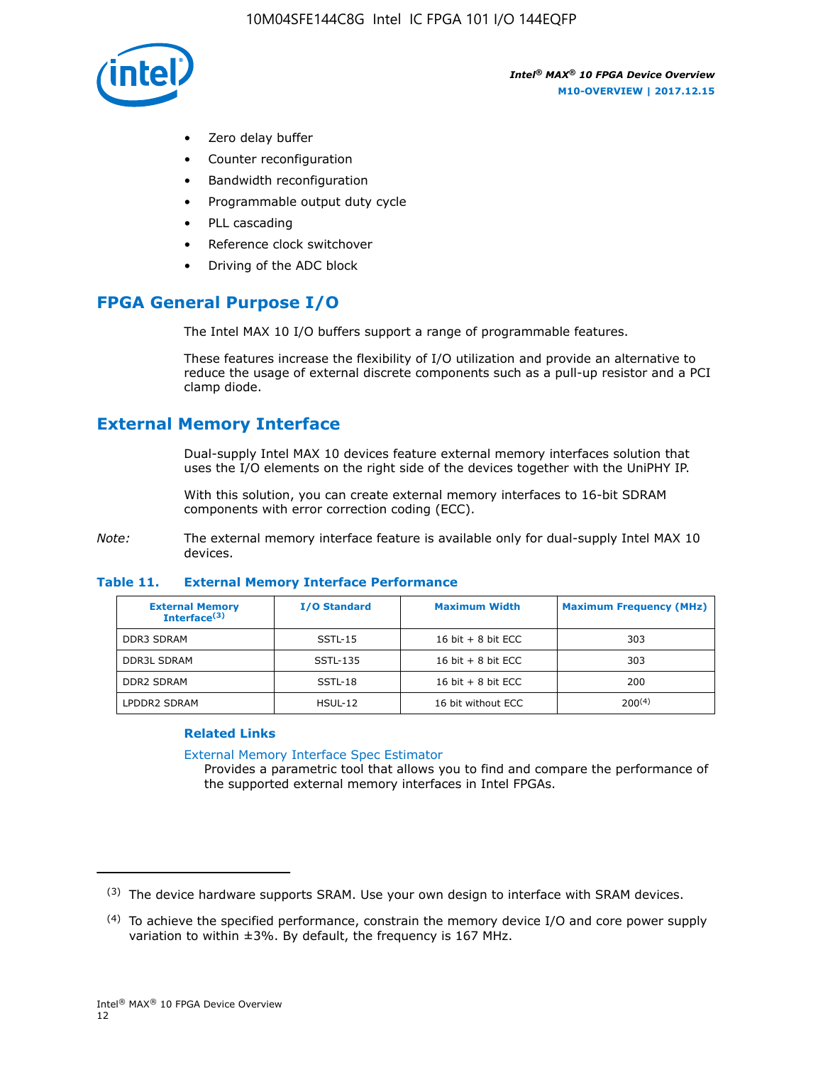- Zero delay buffer
- Counter reconfiguration
- Bandwidth reconfiguration
- Programmable output duty cycle
- PLL cascading
- Reference clock switchover
- Driving of the ADC block

## FPGA General Purpose I/O

The Intel MAX 10 I/O buffers support a range of programmable features.

These features increase the flexibility of I/O utilization and provide an alternative to reduce the usage of external discrete components such as a pull-up resistor and a PCI clamp diode.

## External Memory Interface

Dual-supply Intel MAX 10 devices feature external memory interfaces solution that uses the I/O elements on the right side of the devices together with the UniPHY IP.

With this solution, you can create external memory interfaces to 16-bit SDRAM components with error correction coding (ECC).

*Note:* The external memory interface feature is available only for dual-supply Intel MAX 10 devices.

**Table 11. External Memory Interface Performance**

| External Memory Interface[3] | I/O Standard | Maximum Width | Maximum Frequency (MHz) |
| --- | --- | --- | --- |
| DDR3 SDRAM | SSTL-15 | 16 bit + 8 bit ECC | 303 |
| DDR3L SDRAM | SSTL-135 | 16 bit + 8 bit ECC | 303 |
| DDR2 SDRAM | SSTL-18 | 16 bit + 8 bit ECC | 200 |
| LPDDR2 SDRAM | HSUL-12 | 16 bit without ECC | 200[4] |

**Related Links**

External Memory Interface Spec Estimator
Provides a parametric tool that allows you to find and compare the performance of the supported external memory interfaces in Intel FPGAs.

---

(3) The device hardware supports SRAM. Use your own design to interface with SRAM devices.

(4) To achieve the specified performance, constrain the memory device I/O and core power supply variation to within ±3%. By default, the frequency is 167 MHz.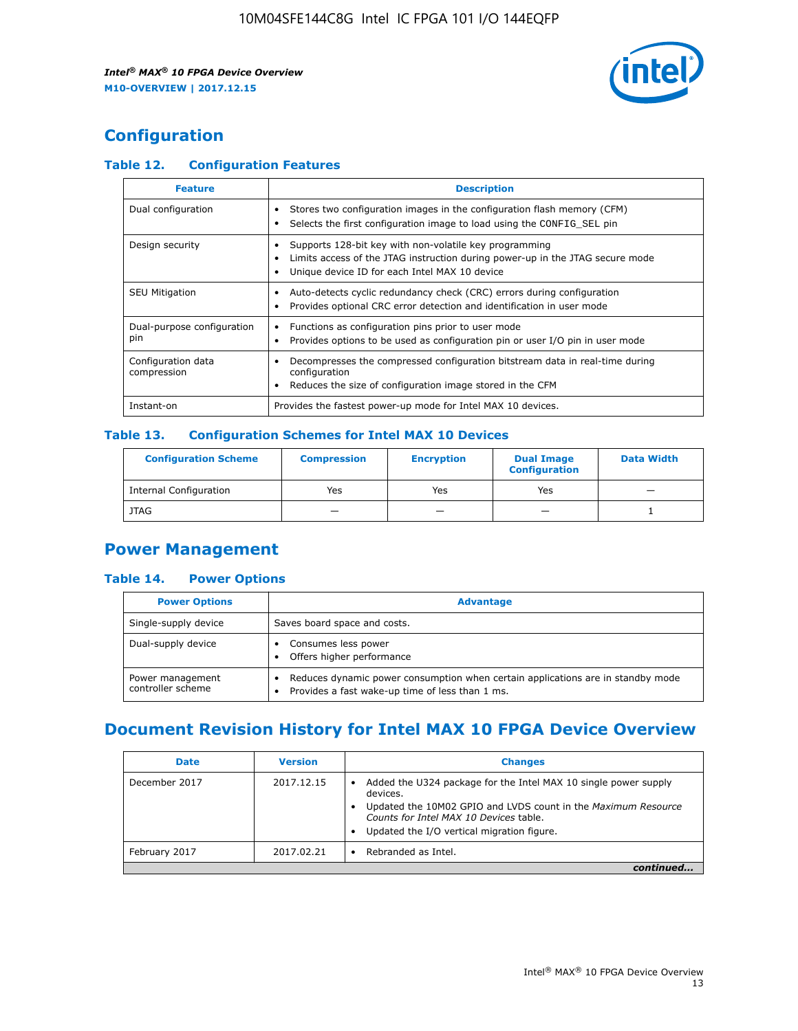## Configuration

### Table 12. Configuration Features

| Feature | Description |
|---|---|
| Dual configuration | • Stores two configuration images in the configuration flash memory (CFM)<br>• Selects the first configuration image to load using the CONFIG_SEL pin |
| Design security | • Supports 128-bit key with non-volatile key programming<br>• Limits access of the JTAG instruction during power-up in the JTAG secure mode<br>• Unique device ID for each Intel MAX 10 device |
| SEU Mitigation | • Auto-detects cyclic redundancy check (CRC) errors during configuration<br>• Provides optional CRC error detection and identification in user mode |
| Dual-purpose configuration pin | • Functions as configuration pins prior to user mode<br>• Provides options to be used as configuration pin or user I/O pin in user mode |
| Configuration data compression | • Decompresses the compressed configuration bitstream data in real-time during configuration<br>• Reduces the size of configuration image stored in the CFM |
| Instant-on | Provides the fastest power-up mode for Intel MAX 10 devices. |

### Table 13. Configuration Schemes for Intel MAX 10 Devices

| Configuration Scheme | Compression | Encryption | Dual Image Configuration | Data Width |
|---|---|---|---|---|
| Internal Configuration | Yes | Yes | Yes | — |
| JTAG | — | — | — | 1 |

## Power Management

### Table 14. Power Options

| Power Options | Advantage |
|---|---|
| Single-supply device | Saves board space and costs. |
| Dual-supply device | • Consumes less power<br>• Offers higher performance |
| Power management controller scheme | • Reduces dynamic power consumption when certain applications are in standby mode<br>• Provides a fast wake-up time of less than 1 ms. |

## Document Revision History for Intel MAX 10 FPGA Device Overview

| Date | Version | Changes |
|---|---|---|
| December 2017 | 2017.12.15 | • Added the U324 package for the Intel MAX 10 single power supply devices.<br>• Updated the 10M02 GPIO and LVDS count in the *Maximum Resource Counts for Intel MAX 10 Devices* table.<br>• Updated the I/O vertical migration figure. |
| February 2017 | 2017.02.21 | • Rebranded as Intel. |

*continued...*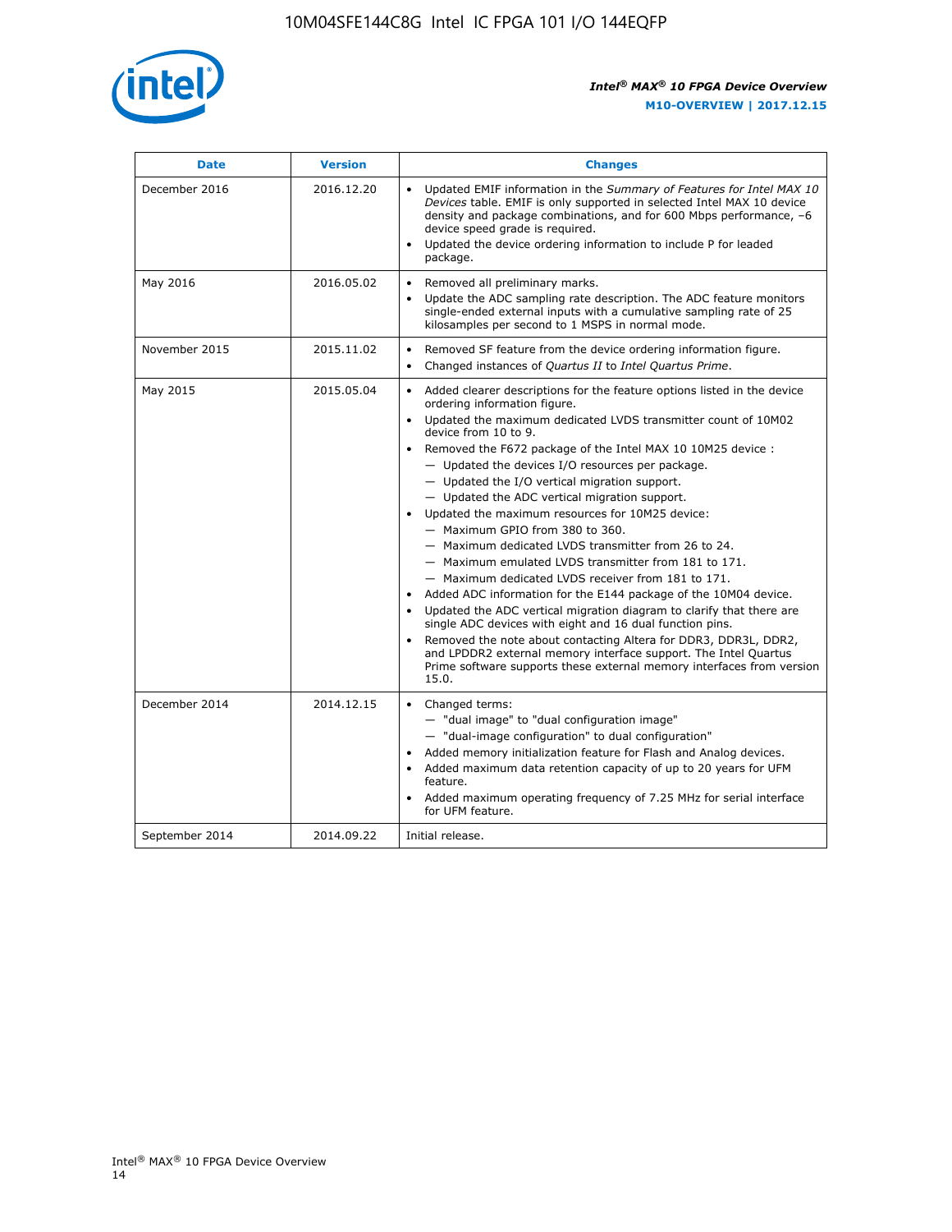| Date | Version | Changes |
| --- | --- | --- |
| December 2016 | 2016.12.20 | • Updated EMIF information in the *Summary of Features for Intel MAX 10 Devices* table. EMIF is only supported in selected Intel MAX 10 device density and package combinations, and for 600 Mbps performance, –6 device speed grade is required.<br>• Updated the device ordering information to include P for leaded package. |
| May 2016 | 2016.05.02 | • Removed all preliminary marks.<br>• Update the ADC sampling rate description. The ADC feature monitors single-ended external inputs with a cumulative sampling rate of 25 kilosamples per second to 1 MSPS in normal mode. |
| November 2015 | 2015.11.02 | • Removed SF feature from the device ordering information figure.<br>• Changed instances of *Quartus II* to *Intel Quartus Prime*. |
| May 2015 | 2015.05.04 | • Added clearer descriptions for the feature options listed in the device ordering information figure.<br>• Updated the maximum dedicated LVDS transmitter count of 10M02 device from 10 to 9.<br>• Removed the F672 package of the Intel MAX 10 10M25 device :<br>— Updated the devices I/O resources per package.<br>— Updated the I/O vertical migration support.<br>— Updated the ADC vertical migration support.<br>• Updated the maximum resources for 10M25 device:<br>— Maximum GPIO from 380 to 360.<br>— Maximum dedicated LVDS transmitter from 26 to 24.<br>— Maximum emulated LVDS transmitter from 181 to 171.<br>— Maximum dedicated LVDS receiver from 181 to 171.<br>• Added ADC information for the E144 package of the 10M04 device.<br>• Updated the ADC vertical migration diagram to clarify that there are single ADC devices with eight and 16 dual function pins.<br>• Removed the note about contacting Altera for DDR3, DDR3L, DDR2, and LPDDR2 external memory interface support. The Intel Quartus Prime software supports these external memory interfaces from version 15.0. |
| December 2014 | 2014.12.15 | • Changed terms:<br>— "dual image" to "dual configuration image"<br>— "dual-image configuration" to dual configuration"<br>• Added memory initialization feature for Flash and Analog devices.<br>• Added maximum data retention capacity of up to 20 years for UFM feature.<br>• Added maximum operating frequency of 7.25 MHz for serial interface for UFM feature. |
| September 2014 | 2014.09.22 | Initial release. |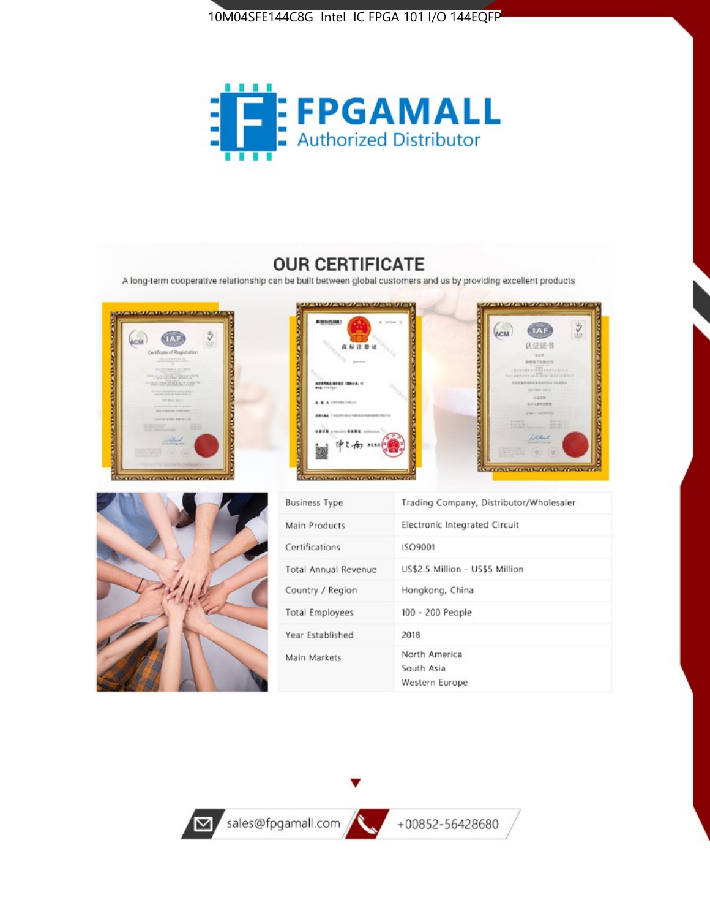FPGAMALL
Authorized Distributor

## OUR CERTIFICATE

A long-term cooperative relationship can be built between global customers and us by providing excellent products

| | |
|---|---|
| Business Type | Trading Company, Distributor/Wholesaler |
| Main Products | Electronic Integrated Circuit |
| Certifications | ISO9001 |
| Total Annual Revenue | US$2.5 Million - US$5 Million |
| Country / Region | Hongkong, China |
| Total Employees | 100 - 200 People |
| Year Established | 2018 |
| Main Markets | North America<br>South Asia<br>Western Europe |

sales@fpgamall.com

+00852-56428680